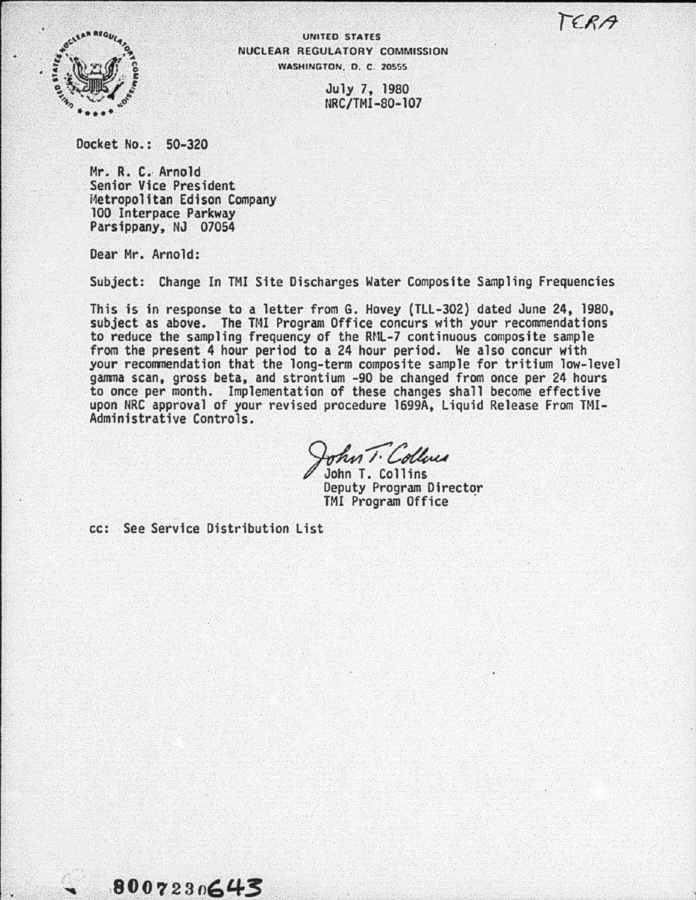TERA

UNITED STATES
NUCLEAR REGULATORY COMMISSION
WASHINGTON, D. C. 20555

July 7, 1980
NRC/TMI-80-107

Docket No.: 50-320

Mr. R. C. Arnold
Senior Vice President
Metropolitan Edison Company
100 Interpace Parkway
Parsippany, NJ 07054

Dear Mr. Arnold:

Subject: Change In TMI Site Discharges Water Composite Sampling Frequencies

This is in response to a letter from G. Hovey (TLL-302) dated June 24, 1980, subject as above. The TMI Program Office concurs with your recommendations to reduce the sampling frequency of the RML-7 continuous composite sample from the present 4 hour period to a 24 hour period. We also concur with your recommendation that the long-term composite sample for tritium low-level gamma scan, gross beta, and strontium -90 be changed from once per 24 hours to once per month. Implementation of these changes shall become effective upon NRC approval of your revised procedure 1699A, Liquid Release From TMI-Administrative Controls.

John T. Collins
Deputy Program Director
TMI Program Office

cc: See Service Distribution List

8007230643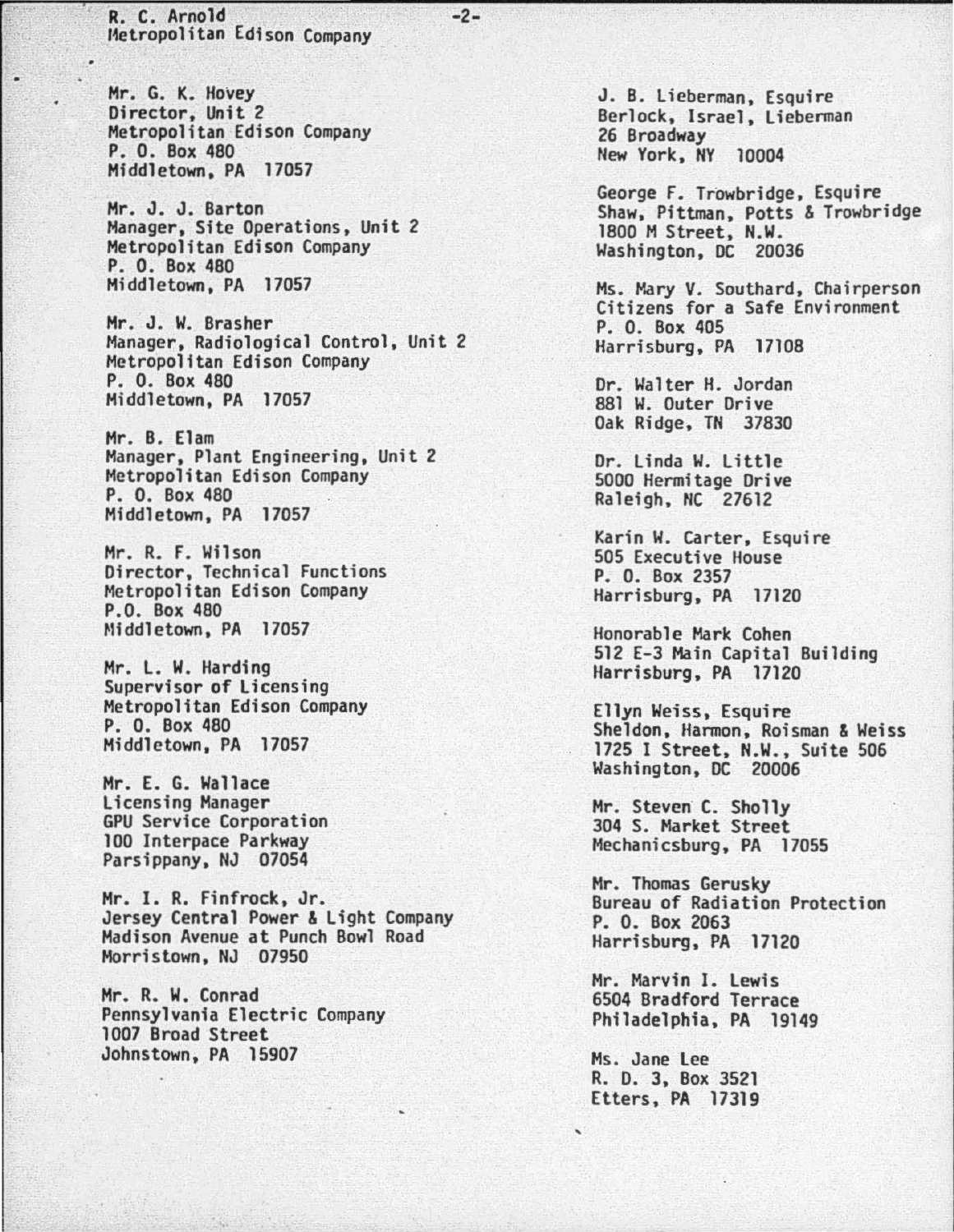Mr. G. K. Hovey
Director, Unit 2
Metropolitan Edison Company
P. O. Box 480
Middletown, PA 17057

Mr. J. J. Barton
Manager, Site Operations, Unit 2
Metropolitan Edison Company
P. O. Box 480
Middletown, PA 17057

Mr. J. W. Brasher
Manager, Radiological Control, Unit 2
Metropolitan Edison Company
P. O. Box 480
Middletown, PA 17057

Mr. B. Elam
Manager, Plant Engineering, Unit 2
Metropolitan Edison Company
P. O. Box 480
Middletown, PA 17057

Mr. R. F. Wilson
Director, Technical Functions
Metropolitan Edison Company
P.O. Box 480
Middletown, PA 17057

Mr. L. W. Harding
Supervisor of Licensing
Metropolitan Edison Company
P. O. Box 480
Middletown, PA 17057

Mr. E. G. Wallace
Licensing Manager
GPU Service Corporation
100 Interpace Parkway
Parsippany, NJ 07054

Mr. I. R. Finfrock, Jr.
Jersey Central Power & Light Company
Madison Avenue at Punch Bowl Road
Morristown, NJ 07950

Mr. R. W. Conrad
Pennsylvania Electric Company
1007 Broad Street
Johnstown, PA 15907

J. B. Lieberman, Esquire
Berlock, Israel, Lieberman
26 Broadway
New York, NY 10004

George F. Trowbridge, Esquire
Shaw, Pittman, Potts & Trowbridge
1800 M Street, N.W.
Washington, DC 20036

Ms. Mary V. Southard, Chairperson
Citizens for a Safe Environment
P. O. Box 405
Harrisburg, PA 17108

Dr. Walter H. Jordan
881 W. Outer Drive
Oak Ridge, TN 37830

Dr. Linda W. Little
5000 Hermitage Drive
Raleigh, NC 27612

Karin W. Carter, Esquire
505 Executive House
P. O. Box 2357
Harrisburg, PA 17120

Honorable Mark Cohen
512 E-3 Main Capital Building
Harrisburg, PA 17120

Ellyn Weiss, Esquire
Sheldon, Harmon, Roisman & Weiss
1725 I Street, N.W., Suite 506
Washington, DC 20006

Mr. Steven C. Sholly
304 S. Market Street
Mechanicsburg, PA 17055

Mr. Thomas Gerusky
Bureau of Radiation Protection
P. O. Box 2063
Harrisburg, PA 17120

Mr. Marvin I. Lewis
6504 Bradford Terrace
Philadelphia, PA 19149

Ms. Jane Lee
R. D. 3, Box 3521
Etters, PA 17319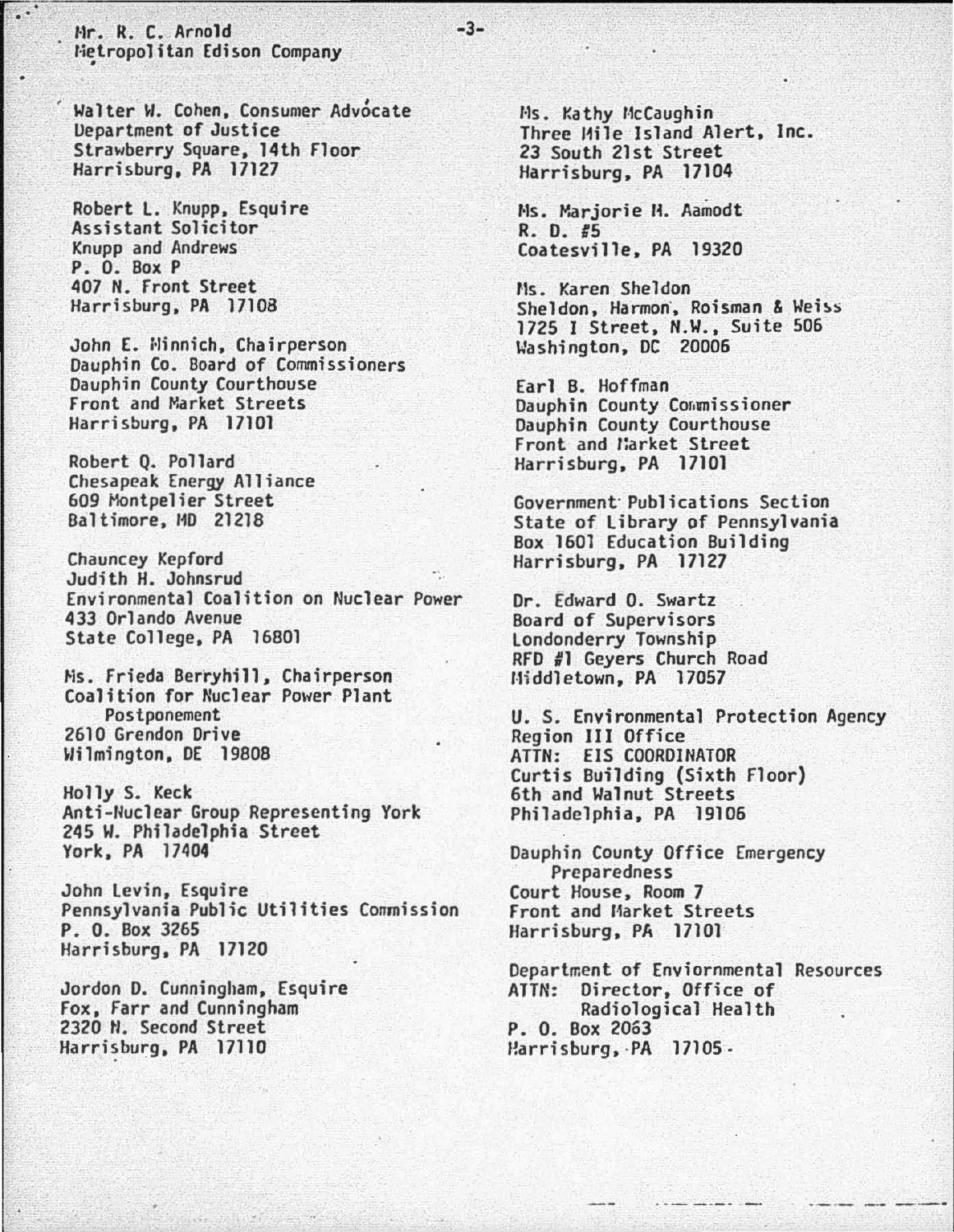Mr. R. C. Arnold
Metropolitan Edison Company

Walter W. Cohen, Consumer Advocate
Department of Justice
Strawberry Square, 14th Floor
Harrisburg, PA 17127

Robert L. Knupp, Esquire
Assistant Solicitor
Knupp and Andrews
P. O. Box P
407 N. Front Street
Harrisburg, PA 17108

John E. Minnich, Chairperson
Dauphin Co. Board of Commissioners
Dauphin County Courthouse
Front and Market Streets
Harrisburg, PA 17101

Robert Q. Pollard
Chesapeak Energy Alliance
609 Montpelier Street
Baltimore, MD 21218

Chauncey Kepford
Judith H. Johnsrud
Environmental Coalition on Nuclear Power
433 Orlando Avenue
State College, PA 16801

Ms. Frieda Berryhill, Chairperson
Coalition for Nuclear Power Plant Postponement
2610 Grendon Drive
Wilmington, DE 19808

Holly S. Keck
Anti-Nuclear Group Representing York
245 W. Philadelphia Street
York, PA 17404

John Levin, Esquire
Pennsylvania Public Utilities Commission
P. O. Box 3265
Harrisburg, PA 17120

Jordon D. Cunningham, Esquire
Fox, Farr and Cunningham
2320 N. Second Street
Harrisburg, PA 17110

Ms. Kathy McCaughin
Three Mile Island Alert, Inc.
23 South 21st Street
Harrisburg, PA 17104

Ms. Marjorie M. Aamodt
R. D. #5
Coatesville, PA 19320

Ms. Karen Sheldon
Sheldon, Harmon, Roisman & Weiss
1725 I Street, N.W., Suite 506
Washington, DC 20006

Earl B. Hoffman
Dauphin County Commissioner
Dauphin County Courthouse
Front and Market Street
Harrisburg, PA 17101

Government Publications Section
State of Library of Pennsylvania
Box 1601 Education Building
Harrisburg, PA 17127

Dr. Edward O. Swartz
Board of Supervisors
Londonderry Township
RFD #1 Geyers Church Road
Middletown, PA 17057

U. S. Environmental Protection Agency
Region III Office
ATTN: EIS COORDINATOR
Curtis Building (Sixth Floor)
6th and Walnut Streets
Philadelphia, PA 19106

Dauphin County Office Emergency Preparedness
Court House, Room 7
Front and Market Streets
Harrisburg, PA 17101

Department of Enviornmental Resources
ATTN: Director, Office of Radiological Health
P. O. Box 2063
Harrisburg, PA 17105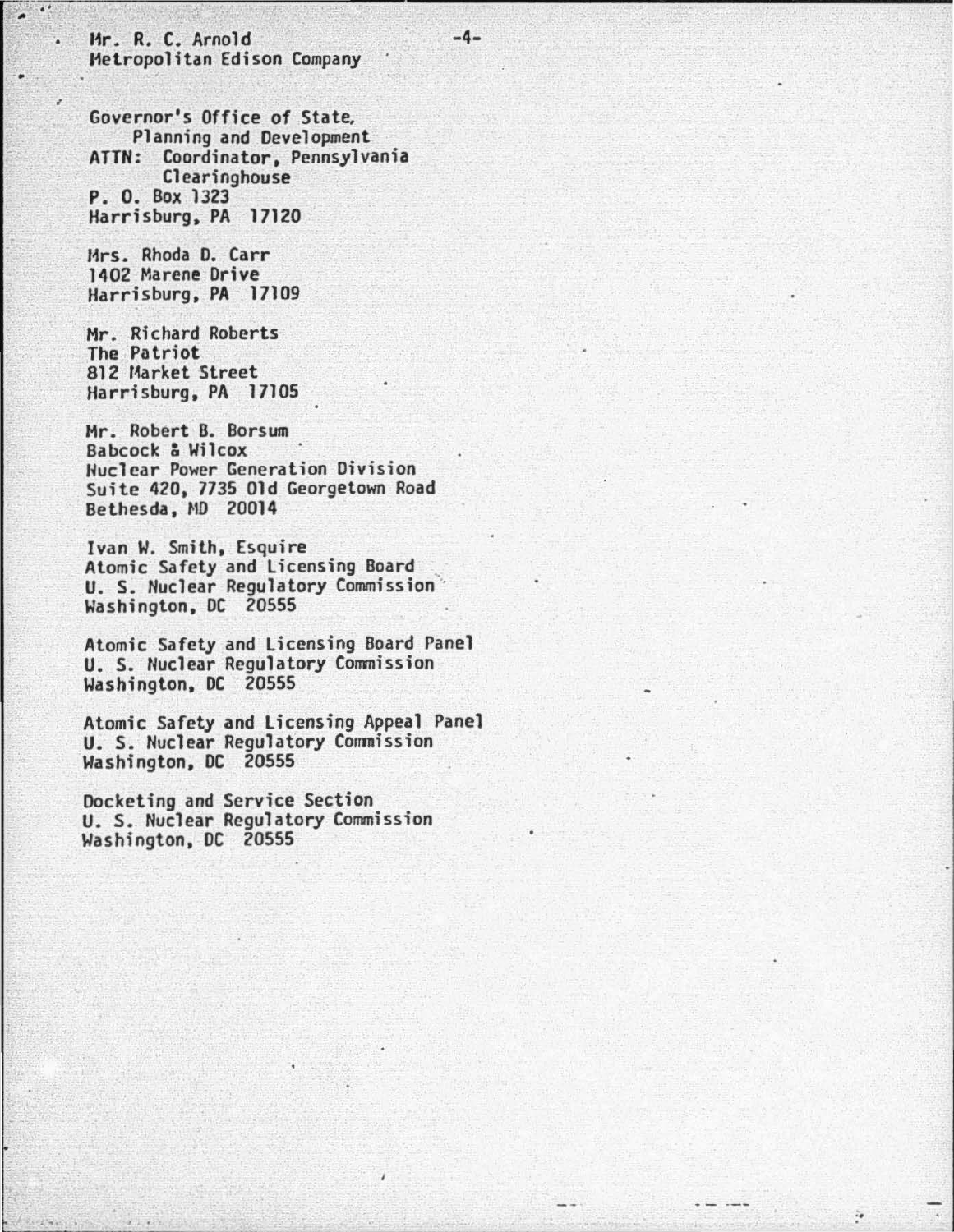Governor's Office of State,
Planning and Development
ATTN: Coordinator, Pennsylvania
Clearinghouse
P. O. Box 1323
Harrisburg, PA 17120

Mrs. Rhoda D. Carr
1402 Marene Drive
Harrisburg, PA 17109

Mr. Richard Roberts
The Patriot
812 Market Street
Harrisburg, PA 17105

Mr. Robert B. Borsum
Babcock & Wilcox
Nuclear Power Generation Division
Suite 420, 7735 Old Georgetown Road
Bethesda, MD 20014

Ivan W. Smith, Esquire
Atomic Safety and Licensing Board
U. S. Nuclear Regulatory Commission
Washington, DC 20555

Atomic Safety and Licensing Board Panel
U. S. Nuclear Regulatory Commission
Washington, DC 20555

Atomic Safety and Licensing Appeal Panel
U. S. Nuclear Regulatory Commission
Washington, DC 20555

Docketing and Service Section
U. S. Nuclear Regulatory Commission
Washington, DC 20555